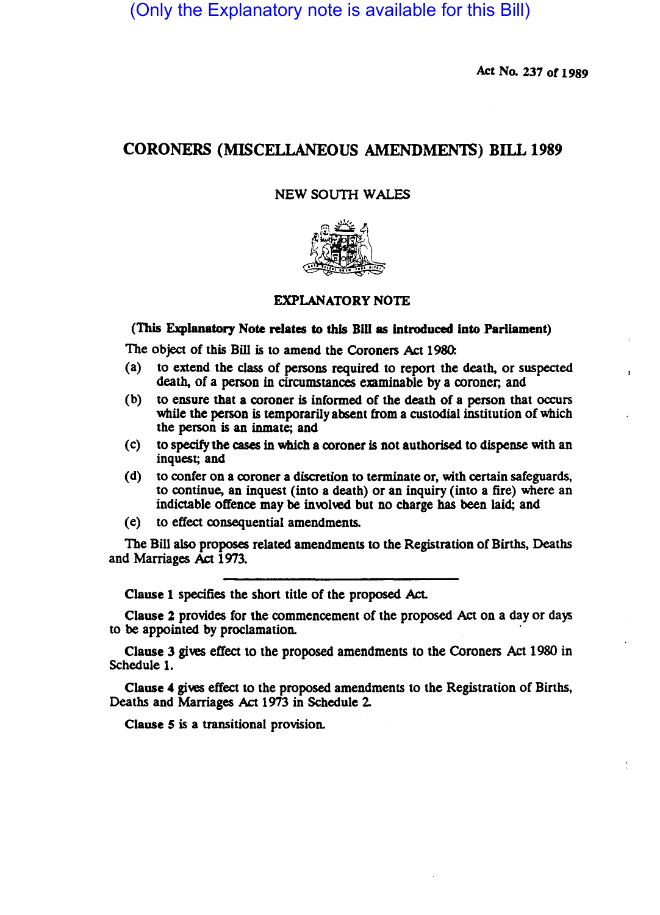(Only the Explanatory note is available for this Bill)

Act No. 237 of 1989

# CORONERS (MISCELLANEOUS AMENDMENTS) BILL 1989

NEW SOUTH WALES

## EXPLANATORY NOTE

**(This Explanatory Note relates to this Bill as introduced into Parliament)**

The object of this Bill is to amend the Coroners Act 1980:

- (a) to extend the class of persons required to report the death, or suspected death, of a person in circumstances examinable by a coroner; and
- (b) to ensure that a coroner is informed of the death of a person that occurs while the person is temporarily absent from a custodial institution of which the person is an inmate; and
- (c) to specify the cases in which a coroner is not authorised to dispense with an inquest; and
- (d) to confer on a coroner a discretion to terminate or, with certain safeguards, to continue, an inquest (into a death) or an inquiry (into a fire) where an indictable offence may be involved but no charge has been laid; and
- (e) to effect consequential amendments.

The Bill also proposes related amendments to the Registration of Births, Deaths and Marriages Act 1973.

---

**Clause 1** specifies the short title of the proposed Act.

**Clause 2** provides for the commencement of the proposed Act on a day or days to be appointed by proclamation.

**Clause 3** gives effect to the proposed amendments to the Coroners Act 1980 in Schedule 1.

**Clause 4** gives effect to the proposed amendments to the Registration of Births, Deaths and Marriages Act 1973 in Schedule 2.

**Clause 5** is a transitional provision.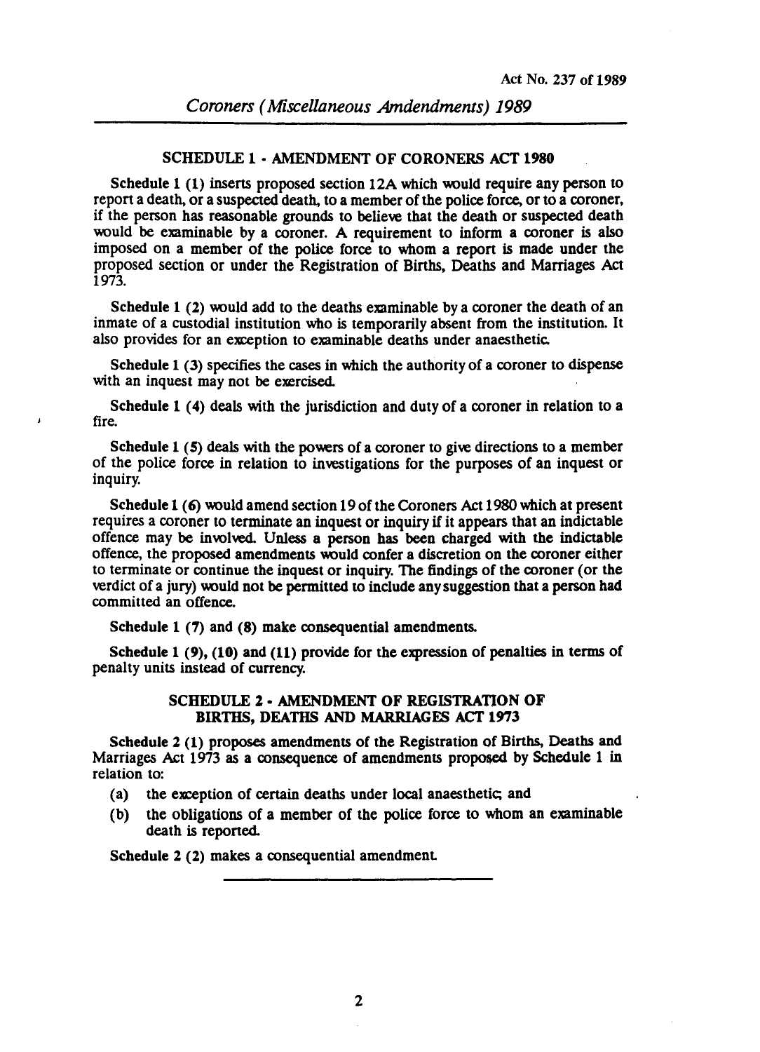## SCHEDULE 1 - AMENDMENT OF CORONERS ACT 1980

Schedule 1 (1) inserts proposed section 12A which would require any person to report a death, or a suspected death, to a member of the police force, or to a coroner, if the person has reasonable grounds to believe that the death or suspected death would be examinable by a coroner. A requirement to inform a coroner is also imposed on a member of the police force to whom a report is made under the proposed section or under the Registration of Births, Deaths and Marriages Act 1973.

Schedule 1 (2) would add to the deaths examinable by a coroner the death of an inmate of a custodial institution who is temporarily absent from the institution. It also provides for an exception to examinable deaths under anaesthetic.

Schedule 1 (3) specifies the cases in which the authority of a coroner to dispense with an inquest may not be exercised.

Schedule 1 (4) deals with the jurisdiction and duty of a coroner in relation to a fire.

Schedule 1 (5) deals with the powers of a coroner to give directions to a member of the police force in relation to investigations for the purposes of an inquest or inquiry.

Schedule 1 (6) would amend section 19 of the Coroners Act 1980 which at present requires a coroner to terminate an inquest or inquiry if it appears that an indictable offence may be involved. Unless a person has been charged with the indictable offence, the proposed amendments would confer a discretion on the coroner either to terminate or continue the inquest or inquiry. The findings of the coroner (or the verdict of a jury) would not be permitted to include any suggestion that a person had committed an offence.

Schedule 1 (7) and (8) make consequential amendments.

Schedule 1 (9), (10) and (11) provide for the expression of penalties in terms of penalty units instead of currency.

## SCHEDULE 2 - AMENDMENT OF REGISTRATION OF BIRTHS, DEATHS AND MARRIAGES ACT 1973

Schedule 2 (1) proposes amendments of the Registration of Births, Deaths and Marriages Act 1973 as a consequence of amendments proposed by Schedule 1 in relation to:

- (a) the exception of certain deaths under local anaesthetic; and
- (b) the obligations of a member of the police force to whom an examinable death is reported.

Schedule 2 (2) makes a consequential amendment.